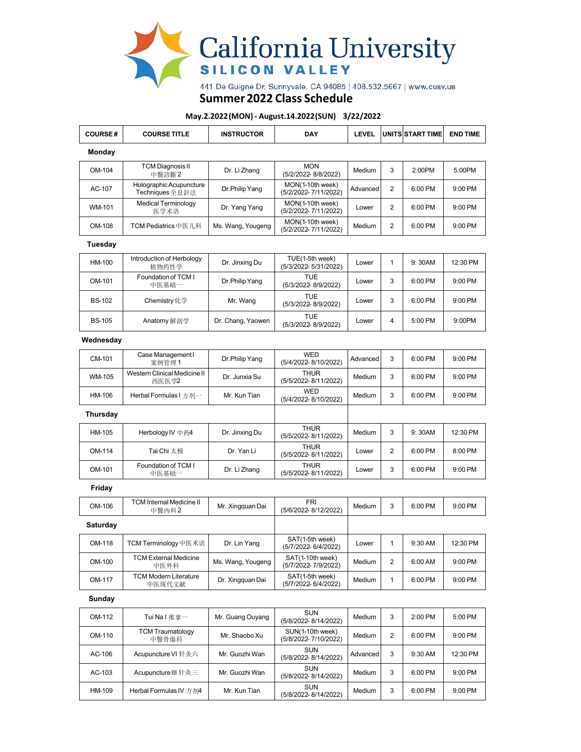# California University

**SILICON VALLEY**

441 De Guigne Dr, Sunnyvale, CA 94085 | 408.532.5667 | www.cusv.us

## Summer 2022 Class Schedule

**May.2.2022(MON) - August.14.2022(SUN) 3/22/2022**

| COURSE # | COURSE TITLE | INSTRUCTOR | DAY | LEVEL | UNITS | START TIME | END TIME |
|---|---|---|---|---|---|---|---|
| **Monday** | | | | | | | |
| OM-104 | TCM Diagnosis II 中醫診斷2 | Dr. Li Zhang | MON (5/2/2022- 8/8/2022) | Medium | 3 | 2:00PM | 5:00PM |
| AC-107 | Holographic Acupuncture Techniques 全息針法 | Dr.Philip Yang | MON(1-10th week) (5/2/2022- 7/11/2022) | Advanced | 2 | 6:00 PM | 9:00 PM |
| WM-101 | Medical Terminology 医学术语 | Dr. Yang Yang | MON(1-10th week) (5/2/2022- 7/11/2022) | Lower | 2 | 6:00 PM | 9:00 PM |
| OM-108 | TCM Pediatrics 中医儿科 | Ms. Wang, Yougeng | MON(1-10th week) (5/2/2022- 7/11/2022) | Medium | 2 | 6:00 PM | 9:00 PM |
| **Tuesday** | | | | | | | |
| HM-100 | Introduction of Herbology 植物药性学 | Dr. Jinxing Du | TUE(1-5th week) (5/3/2022- 5/31/2022) | Lower | 1 | 9: 30AM | 12:30 PM |
| OM-101 | Foundation of TCM I 中医基础一 | Dr.Philip Yang | TUE (5/3/2022- 8/9/2022) | Lower | 3 | 6:00 PM | 9:00 PM |
| BS-102 | Chemistry 化学 | Mr. Wang | TUE (5/3/2022- 8/9/2022) | Lower | 3 | 6:00 PM | 9:00 PM |
| BS-105 | Anatomy 解剖学 | Dr. Chang, Yaowen | TUE (5/3/2022- 8/9/2022) | Lower | 4 | 5:00 PM | 9:00PM |
| **Wednesday** | | | | | | | |
| CM-101 | Case Management I 案例管理 1 | Dr.Philip Yang | WED (5/4/2022- 8/10/2022) | Advanced | 3 | 6:00 PM | 9:00 PM |
| WM-105 | Western Clinical Medicine II 西医医学2 | Dr. Junxia Su | THUR (5/5/2022- 8/11/2022) | Medium | 3 | 6:00 PM | 9:00 PM |
| HM-106 | Herbal Formulas I 方剂一 | Mr. Kun Tian | WED (5/4/2022- 8/10/2022) | Medium | 3 | 6:00 PM | 9:00 PM |
| **Thursday** | | | | | | | |
| HM-105 | Herbology IV 中药4 | Dr. Jinxing Du | THUR (5/5/2022- 8/11/2022) | Medium | 3 | 9: 30AM | 12:30 PM |
| OM-114 | Tai Chi 太极 | Dr. Yan Li | THUR (5/5/2022- 8/11/2022) | Lower | 2 | 6:00 PM | 8:00 PM |
| OM-101 | Foundation of TCM I 中医基础一 | Dr. Li Zhang | THUR (5/5/2022- 8/11/2022) | Lower | 3 | 6:00 PM | 9:00 PM |
| **Friday** | | | | | | | |
| OM-106 | TCM Internal Medicine II 中醫內科2 | Mr. Xingquan Dai | FRI (5/6/2022- 8/12/2022) | Medium | 3 | 6:00 PM | 9:00 PM |
| **Saturday** | | | | | | | |
| OM-118 | TCM Terminology 中医术语 | Dr. Lin Yang | SAT(1-5th week) (5/7/2022- 6/4/2022) | Lower | 1 | 9:30 AM | 12:30 PM |
| OM-100 | TCM External Medicine 中医外科 | Ms. Wang, Yougeng | SAT(1-10th week) (5/7/2022- 7/9/2022) | Medium | 2 | 6:00 AM | 9:00 PM |
| OM-117 | TCM Modern Literature 中医现代文献 | Dr. Xingquan Dai | SAT(1-5th week) (5/7/2022- 6/4/2022) | Medium | 1 | 6:00 PM | 9:00 PM |
| **Sunday** | | | | | | | |
| OM-112 | Tui Na I 推拿一 | Mr. Guang Ouyang | SUN (5/8/2022- 8/14/2022) | Medium | 3 | 2:00 PM | 5:00 PM |
| OM-110 | TCM Traumatology 中醫骨傷科 | Mr. Shaobo Xu | SUN(1-10th week) (5/8/2022- 7/10/2022) | Medium | 2 | 6:00 PM | 9:00 PM |
| AC-106 | Acupuncture VI 针灸六 | Mr. Guozhi Wan | SUN (5/8/2022- 8/14/2022) | Advanced | 3 | 9:30 AM | 12:30 PM |
| AC-103 | Acupuncture III 针灸三 | Mr. Guozhi Wan | SUN (5/8/2022- 8/14/2022) | Medium | 3 | 6:00 PM | 9:00 PM |
| HM-109 | Herbal Formulas IV 方剂4 | Mr. Kun Tian | SUN (5/8/2022- 8/14/2022) | Medium | 3 | 6:00 PM | 9:00 PM |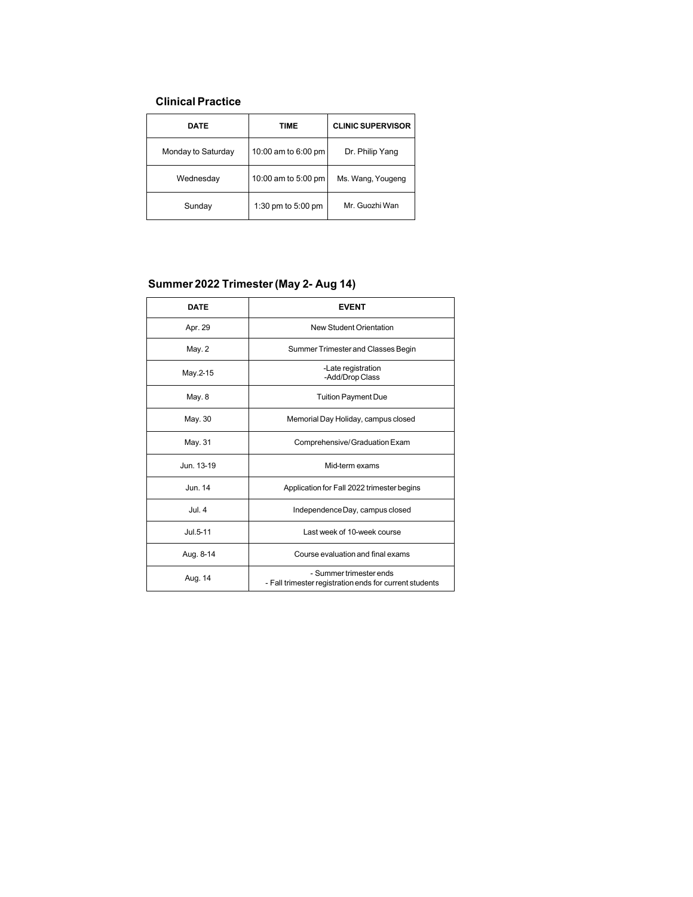## Clinical Practice

| DATE | TIME | CLINIC SUPERVISOR |
|---|---|---|
| Monday to Saturday | 10:00 am to 6:00 pm | Dr. Philip Yang |
| Wednesday | 10:00 am to 5:00 pm | Ms. Wang, Yougeng |
| Sunday | 1:30 pm to 5:00 pm | Mr. Guozhi Wan |

## Summer 2022 Trimester (May 2- Aug 14)

| DATE | EVENT |
|---|---|
| Apr. 29 | New Student Orientation |
| May. 2 | Summer Trimester and Classes Begin |
| May.2-15 | -Late registration<br>-Add/Drop Class |
| May. 8 | Tuition Payment Due |
| May. 30 | Memorial Day Holiday, campus closed |
| May. 31 | Comprehensive/ Graduation Exam |
| Jun. 13-19 | Mid-term exams |
| Jun. 14 | Application for Fall 2022 trimester begins |
| Jul. 4 | Independence Day, campus closed |
| Jul.5-11 | Last week of 10-week course |
| Aug. 8-14 | Course evaluation and final exams |
| Aug. 14 | - Summer trimester ends<br>- Fall trimester registration ends for current students |